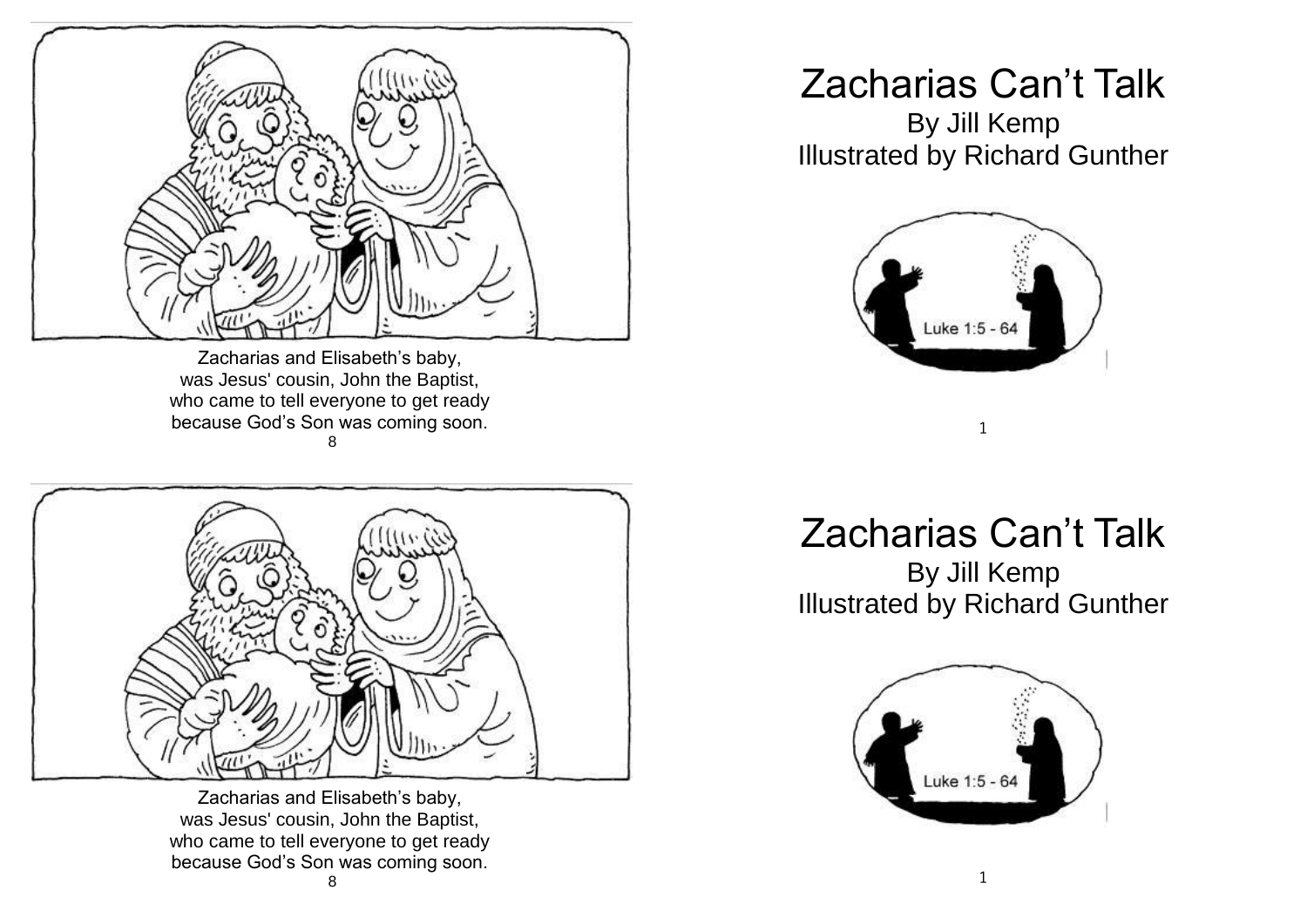Zacharias and Elisabeth's baby,
was Jesus' cousin, John the Baptist,
who came to tell everyone to get ready
because God's Son was coming soon.

# Zacharias Can't Talk

By Jill Kemp
Illustrated by Richard Gunther

Luke 1:5 - 64

Zacharias and Elisabeth's baby,
was Jesus' cousin, John the Baptist,
who came to tell everyone to get ready
because God's Son was coming soon.

# Zacharias Can't Talk

By Jill Kemp
Illustrated by Richard Gunther

Luke 1:5 - 64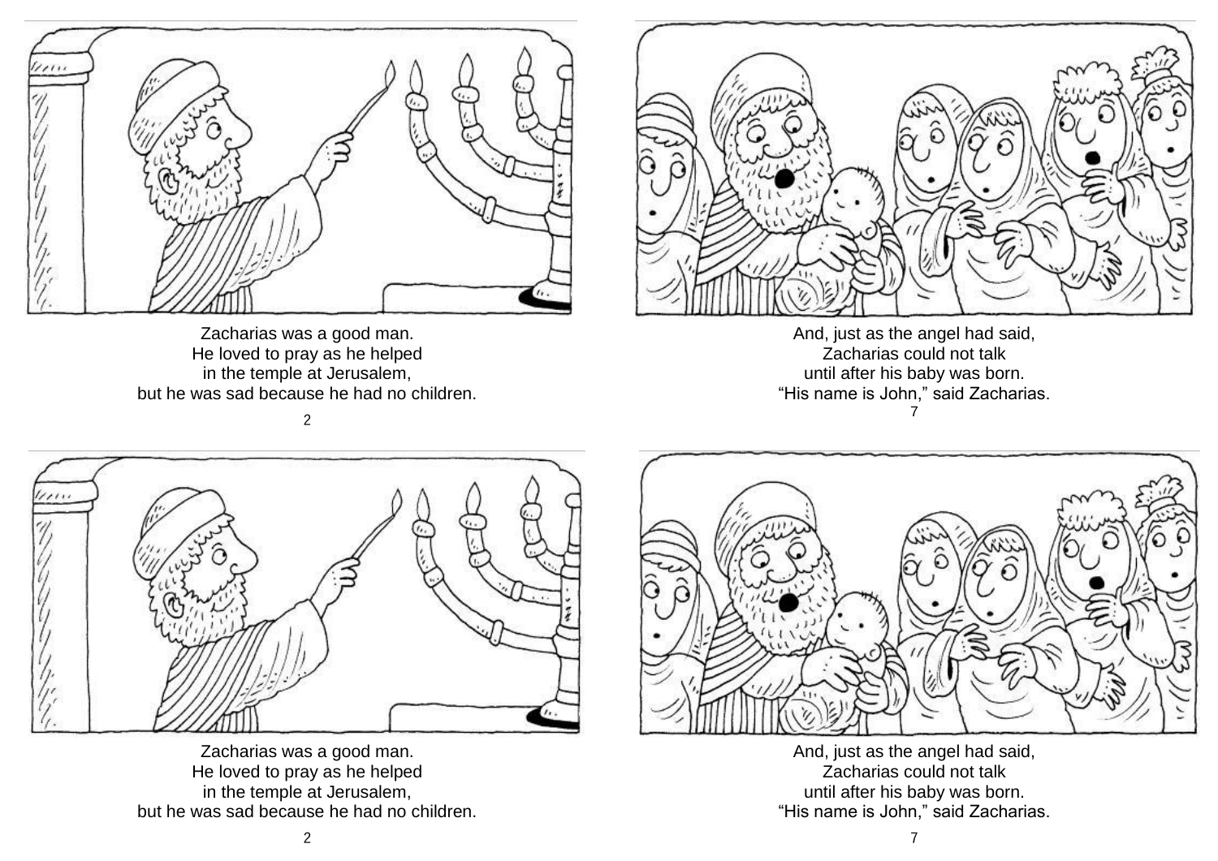Zacharias was a good man.
He loved to pray as he helped
in the temple at Jerusalem,
but he was sad because he had no children.

And, just as the angel had said,
Zacharias could not talk
until after his baby was born.
"His name is John," said Zacharias.

Zacharias was a good man.
He loved to pray as he helped
in the temple at Jerusalem,
but he was sad because he had no children.

And, just as the angel had said,
Zacharias could not talk
until after his baby was born.
"His name is John," said Zacharias.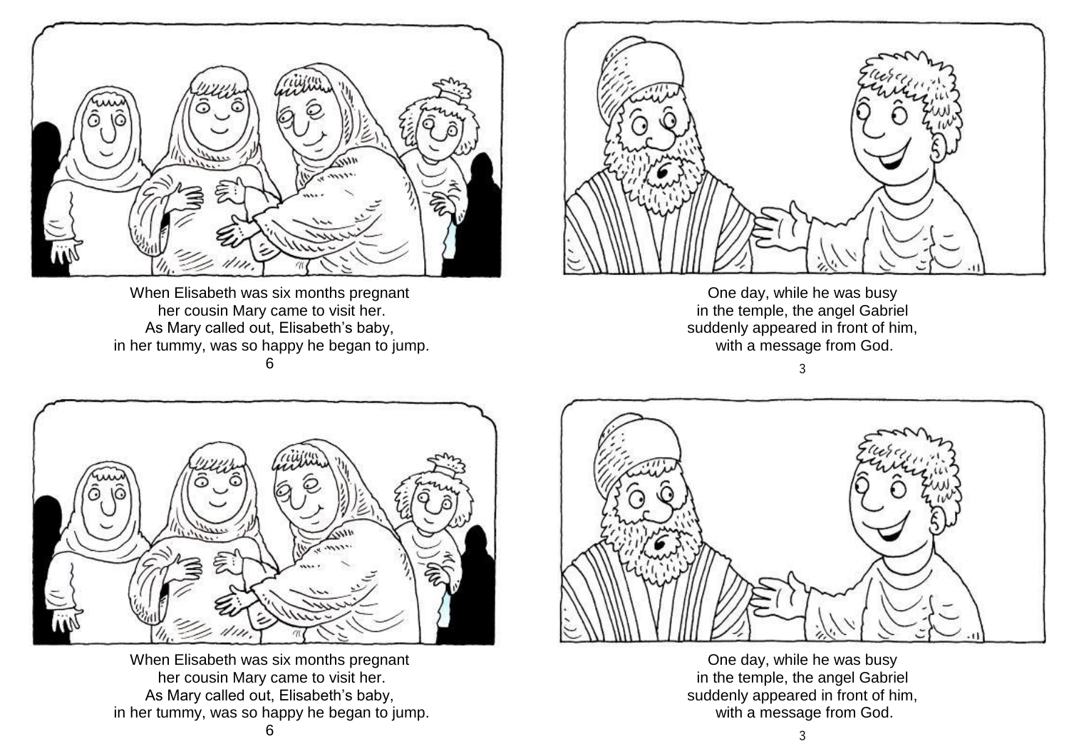When Elisabeth was six months pregnant
her cousin Mary came to visit her.
As Mary called out, Elisabeth's baby,
in her tummy, was so happy he began to jump.

One day, while he was busy
in the temple, the angel Gabriel
suddenly appeared in front of him,
with a message from God.

When Elisabeth was six months pregnant
her cousin Mary came to visit her.
As Mary called out, Elisabeth's baby,
in her tummy, was so happy he began to jump.

One day, while he was busy
in the temple, the angel Gabriel
suddenly appeared in front of him,
with a message from God.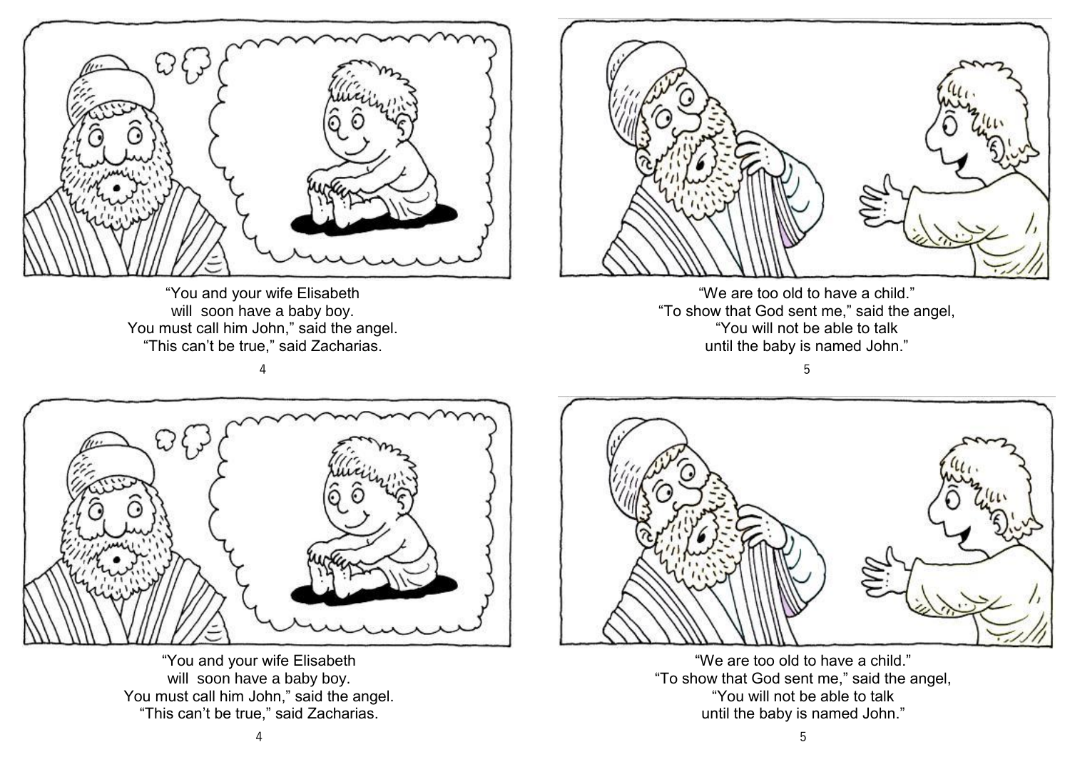"You and your wife Elisabeth
will soon have a baby boy.
You must call him John," said the angel.
"This can't be true," said Zacharias.

"We are too old to have a child."
"To show that God sent me," said the angel,
"You will not be able to talk
until the baby is named John."

"You and your wife Elisabeth
will soon have a baby boy.
You must call him John," said the angel.
"This can't be true," said Zacharias.

"We are too old to have a child."
"To show that God sent me," said the angel,
"You will not be able to talk
until the baby is named John."